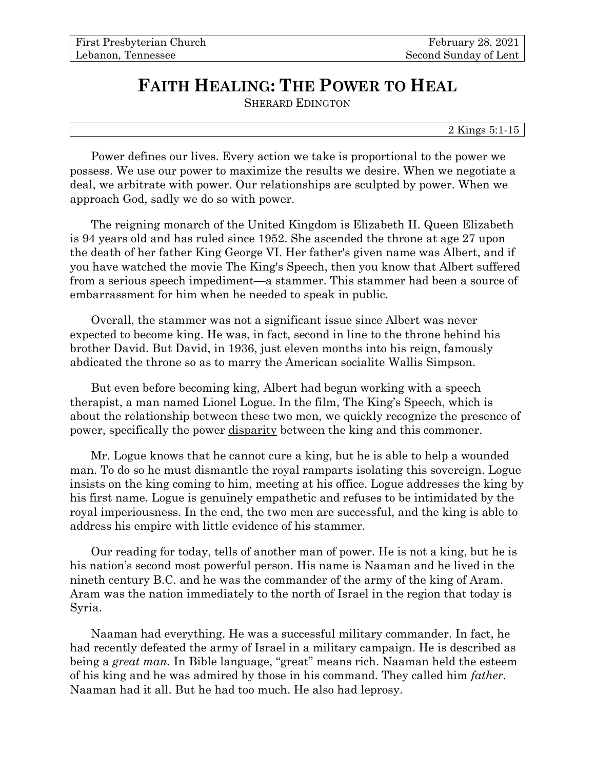| First Presbyterian Church | February 28, 2021 |
| --- | --- |
| Lebanon, Tennessee | Second Sunday of Lent |

# FAITH HEALING: THE POWER TO HEAL

SHERARD EDINGTON

2 Kings 5:1-15

Power defines our lives. Every action we take is proportional to the power we possess. We use our power to maximize the results we desire. When we negotiate a deal, we arbitrate with power. Our relationships are sculpted by power. When we approach God, sadly we do so with power.

The reigning monarch of the United Kingdom is Elizabeth II. Queen Elizabeth is 94 years old and has ruled since 1952. She ascended the throne at age 27 upon the death of her father King George VI. Her father's given name was Albert, and if you have watched the movie The King's Speech, then you know that Albert suffered from a serious speech impediment—a stammer. This stammer had been a source of embarrassment for him when he needed to speak in public.

Overall, the stammer was not a significant issue since Albert was never expected to become king. He was, in fact, second in line to the throne behind his brother David. But David, in 1936, just eleven months into his reign, famously abdicated the throne so as to marry the American socialite Wallis Simpson.

But even before becoming king, Albert had begun working with a speech therapist, a man named Lionel Logue. In the film, The King's Speech, which is about the relationship between these two men, we quickly recognize the presence of power, specifically the power <u>disparity</u> between the king and this commoner.

Mr. Logue knows that he cannot cure a king, but he is able to help a wounded man. To do so he must dismantle the royal ramparts isolating this sovereign. Logue insists on the king coming to him, meeting at his office. Logue addresses the king by his first name. Logue is genuinely empathetic and refuses to be intimidated by the royal imperiousness. In the end, the two men are successful, and the king is able to address his empire with little evidence of his stammer.

Our reading for today, tells of another man of power. He is not a king, but he is his nation's second most powerful person. His name is Naaman and he lived in the nineth century B.C. and he was the commander of the army of the king of Aram. Aram was the nation immediately to the north of Israel in the region that today is Syria.

Naaman had everything. He was a successful military commander. In fact, he had recently defeated the army of Israel in a military campaign. He is described as being a *great man.* In Bible language, "great" means rich. Naaman held the esteem of his king and he was admired by those in his command. They called him *father*. Naaman had it all. But he had too much. He also had leprosy.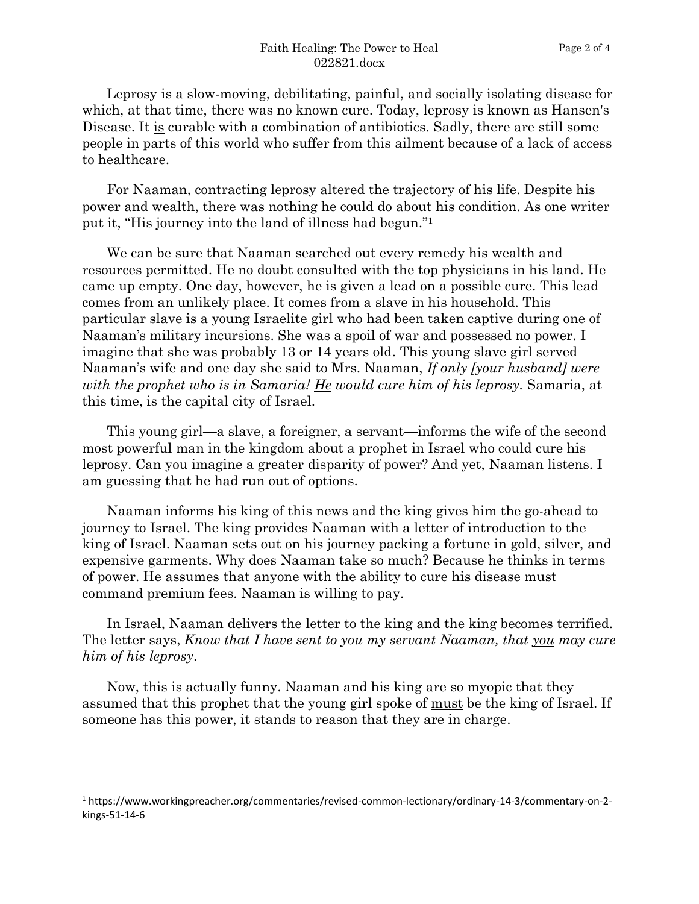Leprosy is a slow-moving, debilitating, painful, and socially isolating disease for which, at that time, there was no known cure. Today, leprosy is known as Hansen's Disease. It is curable with a combination of antibiotics. Sadly, there are still some people in parts of this world who suffer from this ailment because of a lack of access to healthcare.

For Naaman, contracting leprosy altered the trajectory of his life. Despite his power and wealth, there was nothing he could do about his condition. As one writer put it, "His journey into the land of illness had begun."[1]

We can be sure that Naaman searched out every remedy his wealth and resources permitted. He no doubt consulted with the top physicians in his land. He came up empty. One day, however, he is given a lead on a possible cure. This lead comes from an unlikely place. It comes from a slave in his household. This particular slave is a young Israelite girl who had been taken captive during one of Naaman's military incursions. She was a spoil of war and possessed no power. I imagine that she was probably 13 or 14 years old. This young slave girl served Naaman's wife and one day she said to Mrs. Naaman, *If only [your husband] were with the prophet who is in Samaria! He would cure him of his leprosy*. Samaria, at this time, is the capital city of Israel.

This young girl—a slave, a foreigner, a servant—informs the wife of the second most powerful man in the kingdom about a prophet in Israel who could cure his leprosy. Can you imagine a greater disparity of power? And yet, Naaman listens. I am guessing that he had run out of options.

Naaman informs his king of this news and the king gives him the go-ahead to journey to Israel. The king provides Naaman with a letter of introduction to the king of Israel. Naaman sets out on his journey packing a fortune in gold, silver, and expensive garments. Why does Naaman take so much? Because he thinks in terms of power. He assumes that anyone with the ability to cure his disease must command premium fees. Naaman is willing to pay.

In Israel, Naaman delivers the letter to the king and the king becomes terrified. The letter says, *Know that I have sent to you my servant Naaman, that you may cure him of his leprosy*.

Now, this is actually funny. Naaman and his king are so myopic that they assumed that this prophet that the young girl spoke of must be the king of Israel. If someone has this power, it stands to reason that they are in charge.

---

[1] https://www.workingpreacher.org/commentaries/revised-common-lectionary/ordinary-14-3/commentary-on-2-kings-51-14-6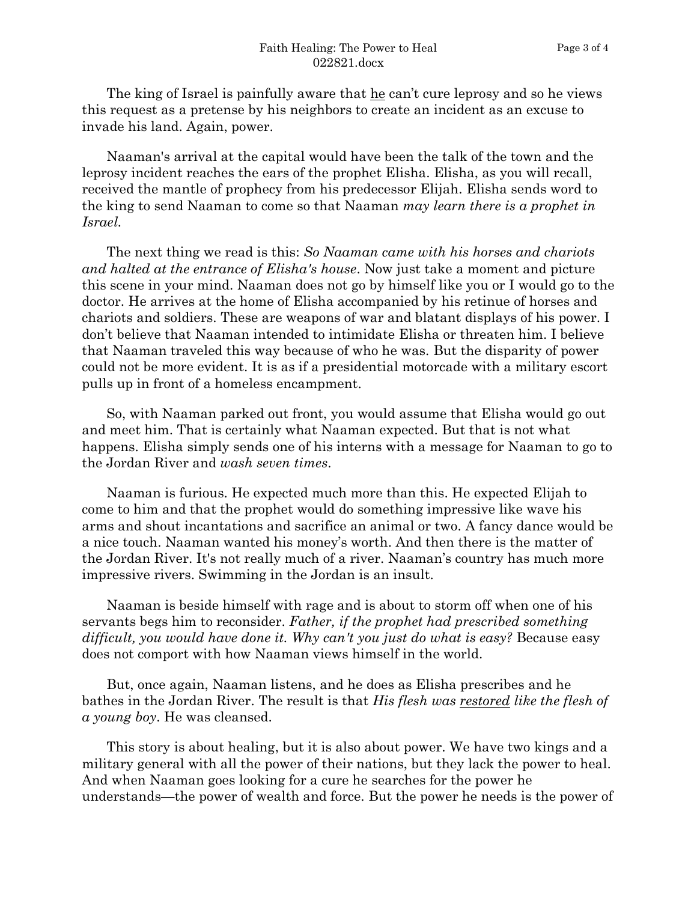The king of Israel is painfully aware that <u>he</u> can't cure leprosy and so he views this request as a pretense by his neighbors to create an incident as an excuse to invade his land. Again, power.

Naaman's arrival at the capital would have been the talk of the town and the leprosy incident reaches the ears of the prophet Elisha. Elisha, as you will recall, received the mantle of prophecy from his predecessor Elijah. Elisha sends word to the king to send Naaman to come so that Naaman *may learn there is a prophet in Israel.*

The next thing we read is this: *So Naaman came with his horses and chariots and halted at the entrance of Elisha's house*. Now just take a moment and picture this scene in your mind. Naaman does not go by himself like you or I would go to the doctor. He arrives at the home of Elisha accompanied by his retinue of horses and chariots and soldiers. These are weapons of war and blatant displays of his power. I don't believe that Naaman intended to intimidate Elisha or threaten him. I believe that Naaman traveled this way because of who he was. But the disparity of power could not be more evident. It is as if a presidential motorcade with a military escort pulls up in front of a homeless encampment.

So, with Naaman parked out front, you would assume that Elisha would go out and meet him. That is certainly what Naaman expected. But that is not what happens. Elisha simply sends one of his interns with a message for Naaman to go to the Jordan River and *wash seven times*.

Naaman is furious. He expected much more than this. He expected Elijah to come to him and that the prophet would do something impressive like wave his arms and shout incantations and sacrifice an animal or two. A fancy dance would be a nice touch. Naaman wanted his money's worth. And then there is the matter of the Jordan River. It's not really much of a river. Naaman's country has much more impressive rivers. Swimming in the Jordan is an insult.

Naaman is beside himself with rage and is about to storm off when one of his servants begs him to reconsider. *Father, if the prophet had prescribed something difficult, you would have done it. Why can't you just do what is easy?* Because easy does not comport with how Naaman views himself in the world.

But, once again, Naaman listens, and he does as Elisha prescribes and he bathes in the Jordan River. The result is that *His flesh was <u>restored</u> like the flesh of a young boy*. He was cleansed.

This story is about healing, but it is also about power. We have two kings and a military general with all the power of their nations, but they lack the power to heal. And when Naaman goes looking for a cure he searches for the power he understands—the power of wealth and force. But the power he needs is the power of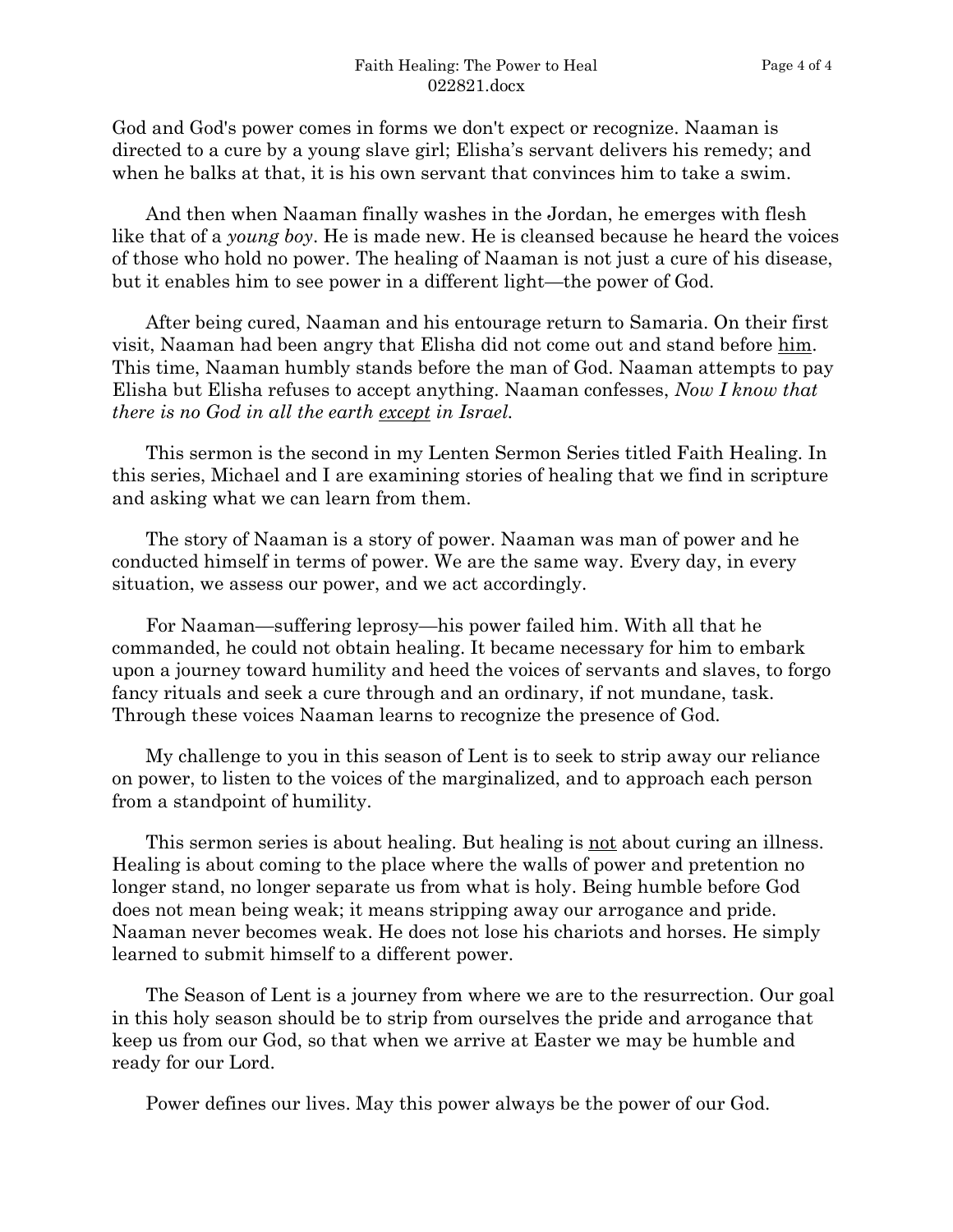God and God's power comes in forms we don't expect or recognize. Naaman is directed to a cure by a young slave girl; Elisha's servant delivers his remedy; and when he balks at that, it is his own servant that convinces him to take a swim.

And then when Naaman finally washes in the Jordan, he emerges with flesh like that of a *young boy*. He is made new. He is cleansed because he heard the voices of those who hold no power. The healing of Naaman is not just a cure of his disease, but it enables him to see power in a different light—the power of God.

After being cured, Naaman and his entourage return to Samaria. On their first visit, Naaman had been angry that Elisha did not come out and stand before <u>him</u>. This time, Naaman humbly stands before the man of God. Naaman attempts to pay Elisha but Elisha refuses to accept anything. Naaman confesses, *Now I know that there is no God in all the earth <u>except</u> in Israel.*

This sermon is the second in my Lenten Sermon Series titled Faith Healing. In this series, Michael and I are examining stories of healing that we find in scripture and asking what we can learn from them.

The story of Naaman is a story of power. Naaman was man of power and he conducted himself in terms of power. We are the same way. Every day, in every situation, we assess our power, and we act accordingly.

For Naaman—suffering leprosy—his power failed him. With all that he commanded, he could not obtain healing. It became necessary for him to embark upon a journey toward humility and heed the voices of servants and slaves, to forgo fancy rituals and seek a cure through and an ordinary, if not mundane, task. Through these voices Naaman learns to recognize the presence of God.

My challenge to you in this season of Lent is to seek to strip away our reliance on power, to listen to the voices of the marginalized, and to approach each person from a standpoint of humility.

This sermon series is about healing. But healing is <u>not</u> about curing an illness. Healing is about coming to the place where the walls of power and pretention no longer stand, no longer separate us from what is holy. Being humble before God does not mean being weak; it means stripping away our arrogance and pride. Naaman never becomes weak. He does not lose his chariots and horses. He simply learned to submit himself to a different power.

The Season of Lent is a journey from where we are to the resurrection. Our goal in this holy season should be to strip from ourselves the pride and arrogance that keep us from our God, so that when we arrive at Easter we may be humble and ready for our Lord.

Power defines our lives. May this power always be the power of our God.